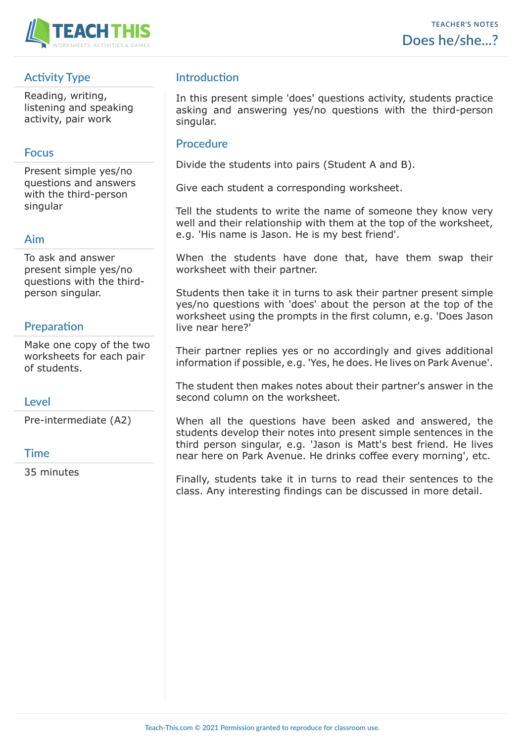TEACHER'S NOTES

# Does he/she...?

## Activity Type

Reading, writing, listening and speaking activity, pair work

## Focus

Present simple yes/no questions and answers with the third-person singular

## Aim

To ask and answer present simple yes/no questions with the third-person singular.

## Preparation

Make one copy of the two worksheets for each pair of students.

## Level

Pre-intermediate (A2)

## Time

35 minutes

## Introduction

In this present simple 'does' questions activity, students practice asking and answering yes/no questions with the third-person singular.

## Procedure

Divide the students into pairs (Student A and B).

Give each student a corresponding worksheet.

Tell the students to write the name of someone they know very well and their relationship with them at the top of the worksheet, e.g. 'His name is Jason. He is my best friend'.

When the students have done that, have them swap their worksheet with their partner.

Students then take it in turns to ask their partner present simple yes/no questions with 'does' about the person at the top of the worksheet using the prompts in the first column, e.g. 'Does Jason live near here?'

Their partner replies yes or no accordingly and gives additional information if possible, e.g. 'Yes, he does. He lives on Park Avenue'.

The student then makes notes about their partner's answer in the second column on the worksheet.

When all the questions have been asked and answered, the students develop their notes into present simple sentences in the third person singular, e.g. 'Jason is Matt's best friend. He lives near here on Park Avenue. He drinks coffee every morning', etc.

Finally, students take it in turns to read their sentences to the class. Any interesting findings can be discussed in more detail.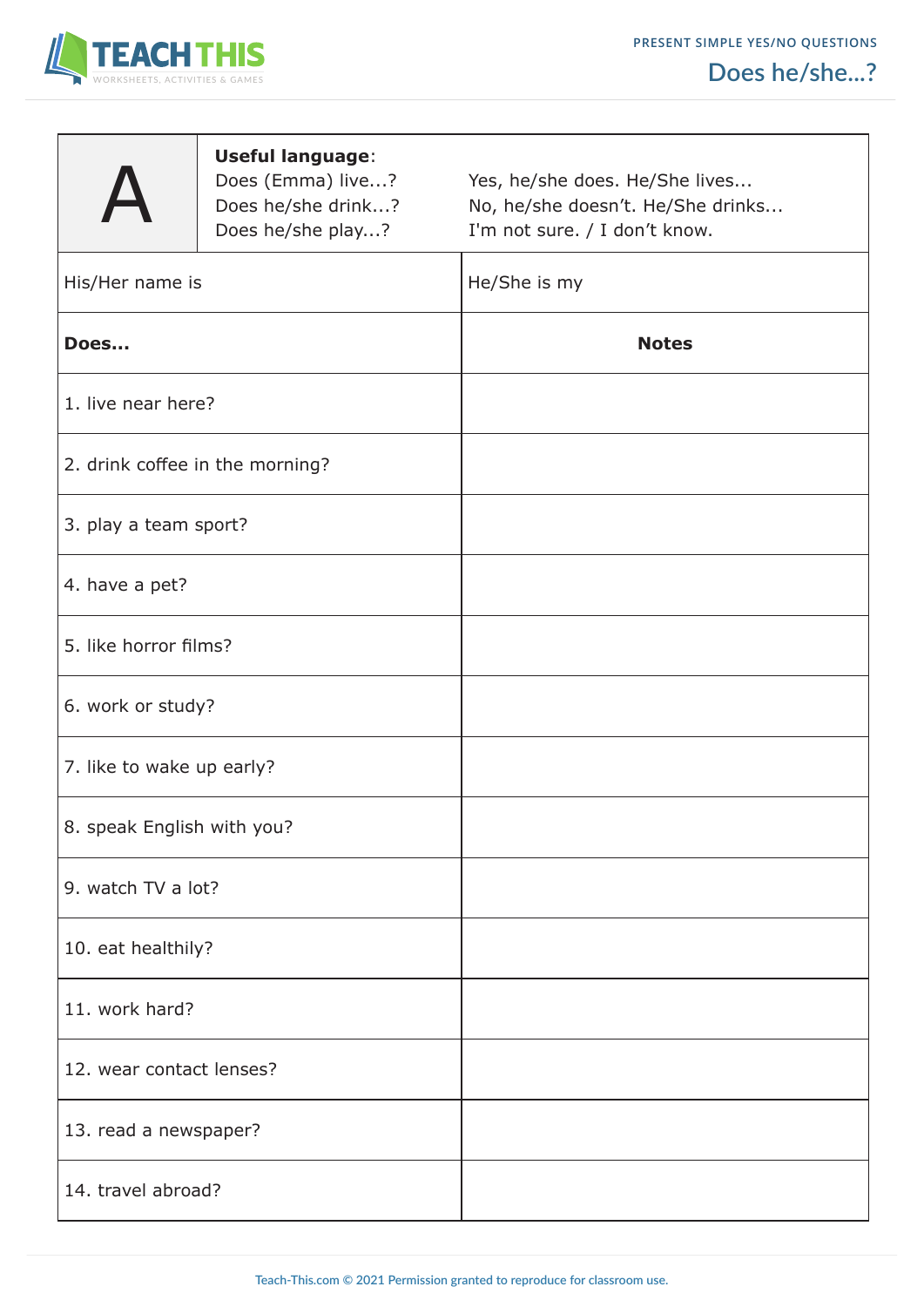# Does he/she...?

| A | **Useful language**: | |
|---|---|---|
| | Does (Emma) live...? | Yes, he/she does. He/She lives... |
| | Does he/she drink...? | No, he/she doesn't. He/She drinks... |
| | Does he/she play...? | I'm not sure. / I don't know. |

| His/Her name is | He/She is my |
|---|---|
| **Does...** | **Notes** |
| 1. live near here? | |
| 2. drink coffee in the morning? | |
| 3. play a team sport? | |
| 4. have a pet? | |
| 5. like horror films? | |
| 6. work or study? | |
| 7. like to wake up early? | |
| 8. speak English with you? | |
| 9. watch TV a lot? | |
| 10. eat healthily? | |
| 11. work hard? | |
| 12. wear contact lenses? | |
| 13. read a newspaper? | |
| 14. travel abroad? | |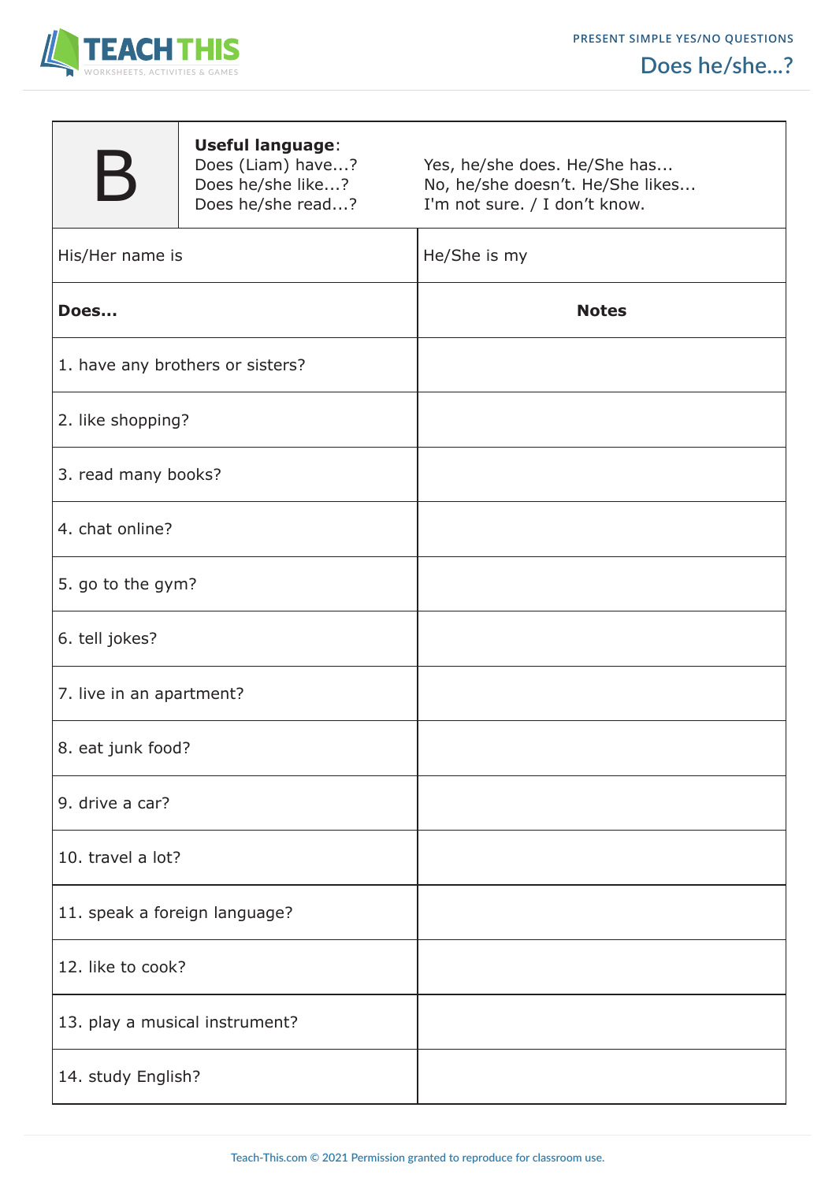| B | **Useful language**:<br>Does (Liam) have...?<br>Does he/she like...?<br>Does he/she read...? | Yes, he/she does. He/She has...<br>No, he/she doesn't. He/She likes...<br>I'm not sure. / I don't know. |
|---|---|---|

| His/Her name is | He/She is my |
|---|---|
| **Does...** | **Notes** |
| 1. have any brothers or sisters? | |
| 2. like shopping? | |
| 3. read many books? | |
| 4. chat online? | |
| 5. go to the gym? | |
| 6. tell jokes? | |
| 7. live in an apartment? | |
| 8. eat junk food? | |
| 9. drive a car? | |
| 10. travel a lot? | |
| 11. speak a foreign language? | |
| 12. like to cook? | |
| 13. play a musical instrument? | |
| 14. study English? | |